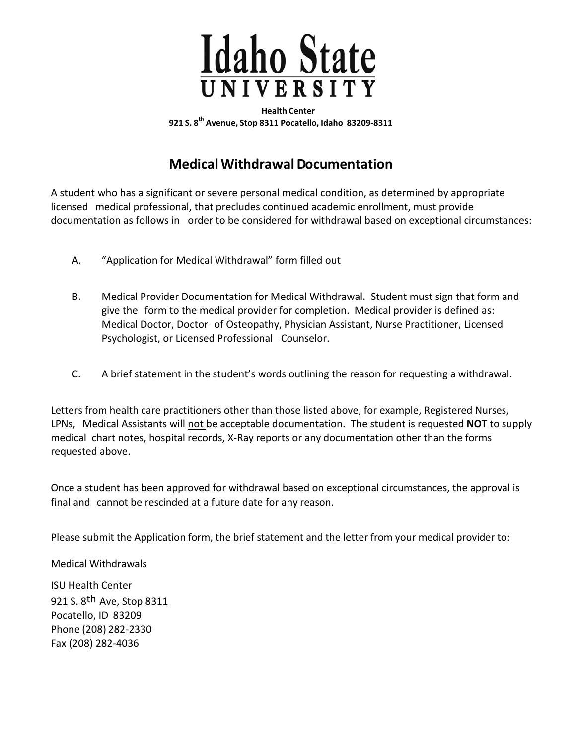# Idaho State UNIVERSITY

**Health Center**
**921 S. 8th Avenue, Stop 8311 Pocatello, Idaho 83209-8311**

## Medical Withdrawal Documentation

A student who has a significant or severe personal medical condition, as determined by appropriate licensed medical professional, that precludes continued academic enrollment, must provide documentation as follows in order to be considered for withdrawal based on exceptional circumstances:

A. "Application for Medical Withdrawal" form filled out

B. Medical Provider Documentation for Medical Withdrawal. Student must sign that form and give the form to the medical provider for completion. Medical provider is defined as: Medical Doctor, Doctor of Osteopathy, Physician Assistant, Nurse Practitioner, Licensed Psychologist, or Licensed Professional Counselor.

C. A brief statement in the student's words outlining the reason for requesting a withdrawal.

Letters from health care practitioners other than those listed above, for example, Registered Nurses, LPNs, Medical Assistants will <u>not</u> be acceptable documentation. The student is requested **NOT** to supply medical chart notes, hospital records, X-Ray reports or any documentation other than the forms requested above.

Once a student has been approved for withdrawal based on exceptional circumstances, the approval is final and cannot be rescinded at a future date for any reason.

Please submit the Application form, the brief statement and the letter from your medical provider to:

Medical Withdrawals

ISU Health Center
921 S. 8th Ave, Stop 8311
Pocatello, ID 83209
Phone (208) 282-2330
Fax (208) 282-4036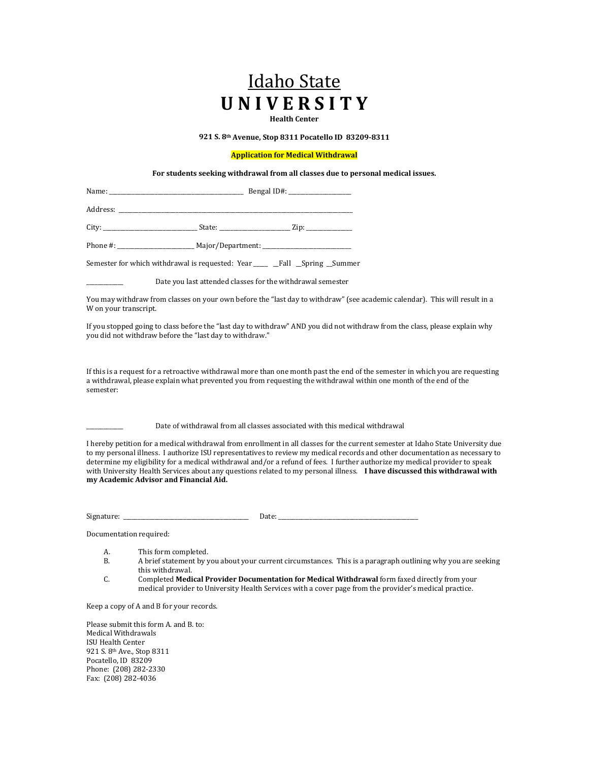# Idaho State UNIVERSITY

**Health Center**

**921 S. 8th Avenue, Stop 8311 Pocatello ID 83209-8311**

**Application for Medical Withdrawal**

**For students seeking withdrawal from all classes due to personal medical issues.**

Name: ______________________________ Bengal ID#: ______________

Address: ________________________________________________________

City: ____________________ State: _______________ Zip: __________

Phone #: _________________ Major/Department: ___________________

Semester for which withdrawal is requested: Year ____ __Fall __Spring __Summer

________ Date you last attended classes for the withdrawal semester

You may withdraw from classes on your own before the "last day to withdraw" (see academic calendar). This will result in a W on your transcript.

If you stopped going to class before the "last day to withdraw" AND you did not withdraw from the class, please explain why you did not withdraw before the "last day to withdraw."

If this is a request for a retroactive withdrawal more than one month past the end of the semester in which you are requesting a withdrawal, please explain what prevented you from requesting the withdrawal within one month of the end of the semester:

________ Date of withdrawal from all classes associated with this medical withdrawal

I hereby petition for a medical withdrawal from enrollment in all classes for the current semester at Idaho State University due to my personal illness. I authorize ISU representatives to review my medical records and other documentation as necessary to determine my eligibility for a medical withdrawal and/or a refund of fees. I further authorize my medical provider to speak with University Health Services about any questions related to my personal illness. **I have discussed this withdrawal with my Academic Advisor and Financial Aid.**

Signature: ____________________________ Date: ______________________________

Documentation required:

A. This form completed.
B. A brief statement by you about your current circumstances. This is a paragraph outlining why you are seeking this withdrawal.
C. Completed **Medical Provider Documentation for Medical Withdrawal** form faxed directly from your medical provider to University Health Services with a cover page from the provider's medical practice.

Keep a copy of A and B for your records.

Please submit this form A. and B. to:
Medical Withdrawals
ISU Health Center
921 S. 8th Ave., Stop 8311
Pocatello, ID 83209
Phone: (208) 282-2330
Fax: (208) 282-4036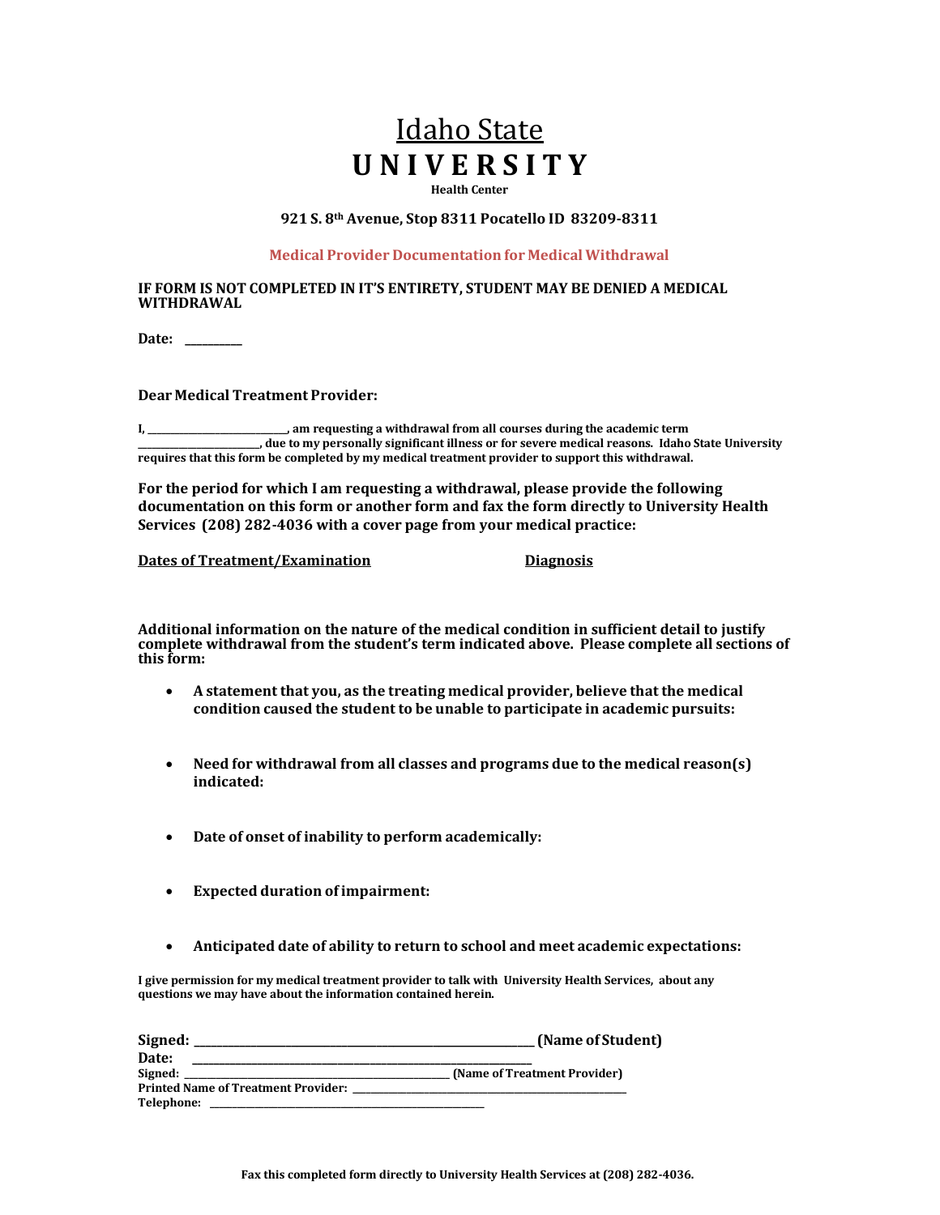# Idaho State
# UNIVERSITY

**Health Center**

**921 S. 8th Avenue, Stop 8311 Pocatello ID 83209-8311**

## Medical Provider Documentation for Medical Withdrawal

**IF FORM IS NOT COMPLETED IN IT'S ENTIRETY, STUDENT MAY BE DENIED A MEDICAL WITHDRAWAL**

**Date: __________**

**Dear Medical Treatment Provider:**

**I, ____________________________, am requesting a withdrawal from all courses during the academic term ________________________, due to my personally significant illness or for severe medical reasons. Idaho State University requires that this form be completed by my medical treatment provider to support this withdrawal.**

**For the period for which I am requesting a withdrawal, please provide the following documentation on this form or another form and fax the form directly to University Health Services (208) 282-4036 with a cover page from your medical practice:**

**Dates of Treatment/Examination** **Diagnosis**

**Additional information on the nature of the medical condition in sufficient detail to justify complete withdrawal from the student's term indicated above. Please complete all sections of this form:**

- **A statement that you, as the treating medical provider, believe that the medical condition caused the student to be unable to participate in academic pursuits:**
- **Need for withdrawal from all classes and programs due to the medical reason(s) indicated:**
- **Date of onset of inability to perform academically:**
- **Expected duration of impairment:**
- **Anticipated date of ability to return to school and meet academic expectations:**

**I give permission for my medical treatment provider to talk with University Health Services, about any questions we may have about the information contained herein.**

**Signed: ____________________________________________________________ (Name of Student)**
**Date: ____________________________________________________________**
**Signed: ____________________________________________________ (Name of Treatment Provider)**
**Printed Name of Treatment Provider: ____________________________________________________**
**Telephone: ____________________________________________________**

**Fax this completed form directly to University Health Services at (208) 282-4036.**